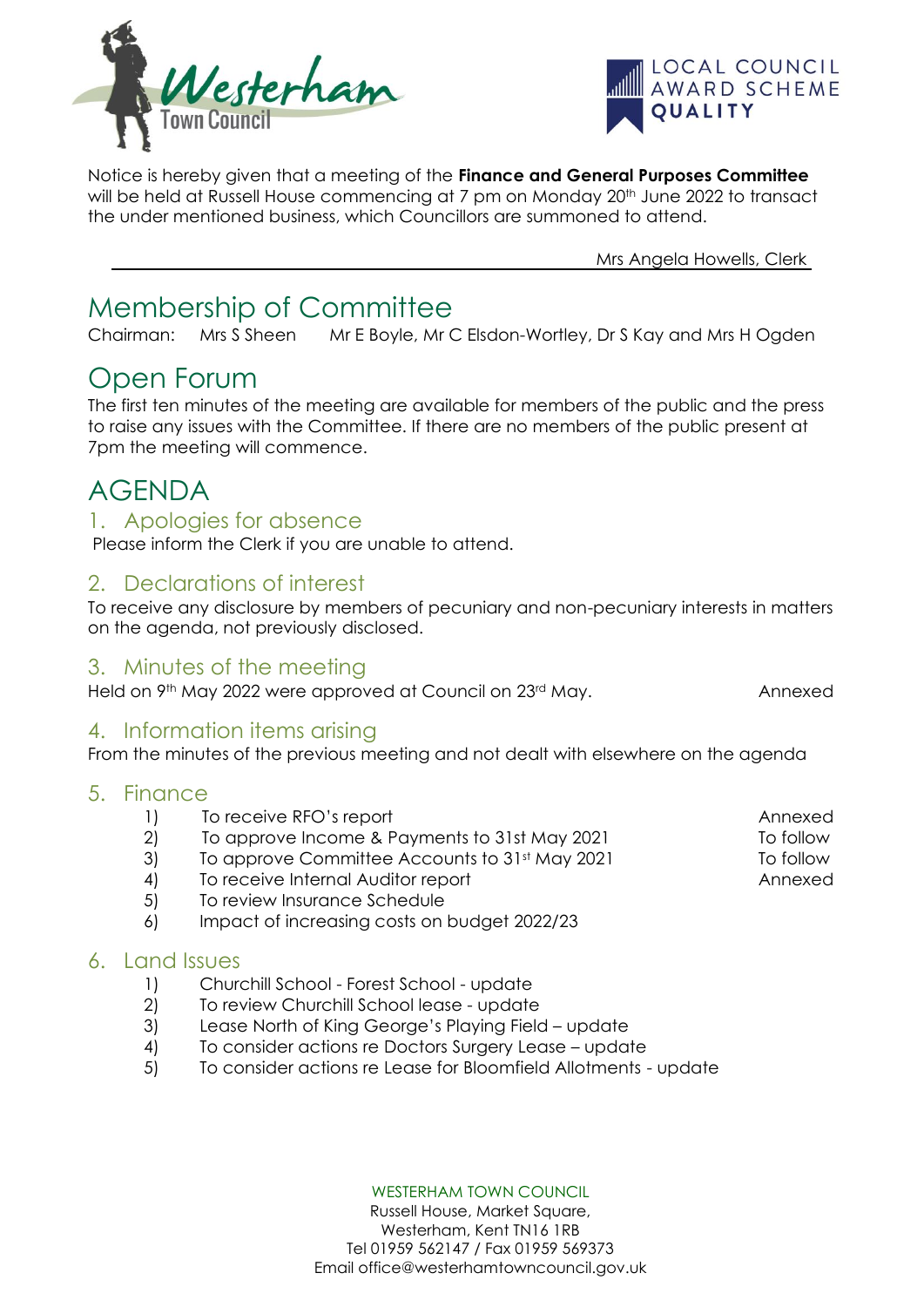Notice is hereby given that a meeting of the **Finance and General Purposes Committee** will be held at Russell House commencing at 7 pm on Monday 20th June 2022 to transact the under mentioned business, which Councillors are summoned to attend.

Mrs Angela Howells, Clerk

# Membership of Committee

Chairman: Mrs S Sheen Mr E Boyle, Mr C Elsdon-Wortley, Dr S Kay and Mrs H Ogden

# Open Forum

The first ten minutes of the meeting are available for members of the public and the press to raise any issues with the Committee. If there are no members of the public present at 7pm the meeting will commence.

# AGENDA

## 1. Apologies for absence

Please inform the Clerk if you are unable to attend.

## 2. Declarations of interest

To receive any disclosure by members of pecuniary and non-pecuniary interests in matters on the agenda, not previously disclosed.

## 3. Minutes of the meeting

Held on 9th May 2022 were approved at Council on 23rd May. Annexed

## 4. Information items arising

From the minutes of the previous meeting and not dealt with elsewhere on the agenda

## 5. Finance

1) To receive RFO's report — Annexed
2) To approve Income & Payments to 31st May 2021 — To follow
3) To approve Committee Accounts to 31st May 2021 — To follow
4) To receive Internal Auditor report — Annexed
5) To review Insurance Schedule
6) Impact of increasing costs on budget 2022/23

## 6. Land Issues

1) Churchill School - Forest School - update
2) To review Churchill School lease - update
3) Lease North of King George's Playing Field – update
4) To consider actions re Doctors Surgery Lease – update
5) To consider actions re Lease for Bloomfield Allotments - update

WESTERHAM TOWN COUNCIL
Russell House, Market Square,
Westerham, Kent TN16 1RB
Tel 01959 562147 / Fax 01959 569373
Email office@westerhamtowncouncil.gov.uk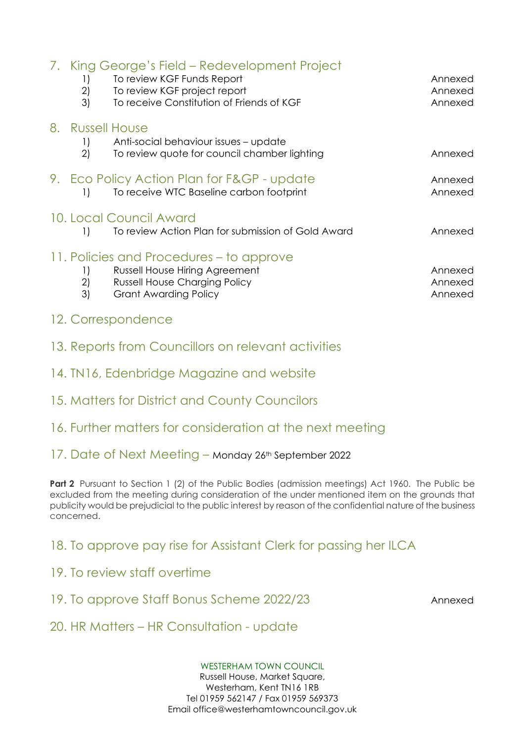## 7. King George's Field – Redevelopment Project

| | | |
|---|---|---|
| 1) | To review KGF Funds Report | Annexed |
| 2) | To review KGF project report | Annexed |
| 3) | To receive Constitution of Friends of KGF | Annexed |

## 8. Russell House

| | | |
|---|---|---|
| 1) | Anti-social behaviour issues – update | |
| 2) | To review quote for council chamber lighting | Annexed |

## 9. Eco Policy Action Plan for F&GP - update

Annexed

| | | |
|---|---|---|
| 1) | To receive WTC Baseline carbon footprint | Annexed |

## 10. Local Council Award

| | | |
|---|---|---|
| 1) | To review Action Plan for submission of Gold Award | Annexed |

## 11. Policies and Procedures – to approve

| | | |
|---|---|---|
| 1) | Russell House Hiring Agreement | Annexed |
| 2) | Russell House Charging Policy | Annexed |
| 3) | Grant Awarding Policy | Annexed |

## 12. Correspondence

## 13. Reports from Councillors on relevant activities

## 14. TN16, Edenbridge Magazine and website

## 15. Matters for District and County Councilors

## 16. Further matters for consideration at the next meeting

## 17. Date of Next Meeting – Monday 26th September 2022

**Part 2** Pursuant to Section 1 (2) of the Public Bodies (admission meetings) Act 1960. The Public be excluded from the meeting during consideration of the under mentioned item on the grounds that publicity would be prejudicial to the public interest by reason of the confidential nature of the business concerned.

## 18. To approve pay rise for Assistant Clerk for passing her ILCA

## 19. To review staff overtime

## 19. To approve Staff Bonus Scheme 2022/23

Annexed

## 20. HR Matters – HR Consultation - update

WESTERHAM TOWN COUNCIL
Russell House, Market Square,
Westerham, Kent TN16 1RB
Tel 01959 562147 / Fax 01959 569373
Email office@westerhamtowncouncil.gov.uk